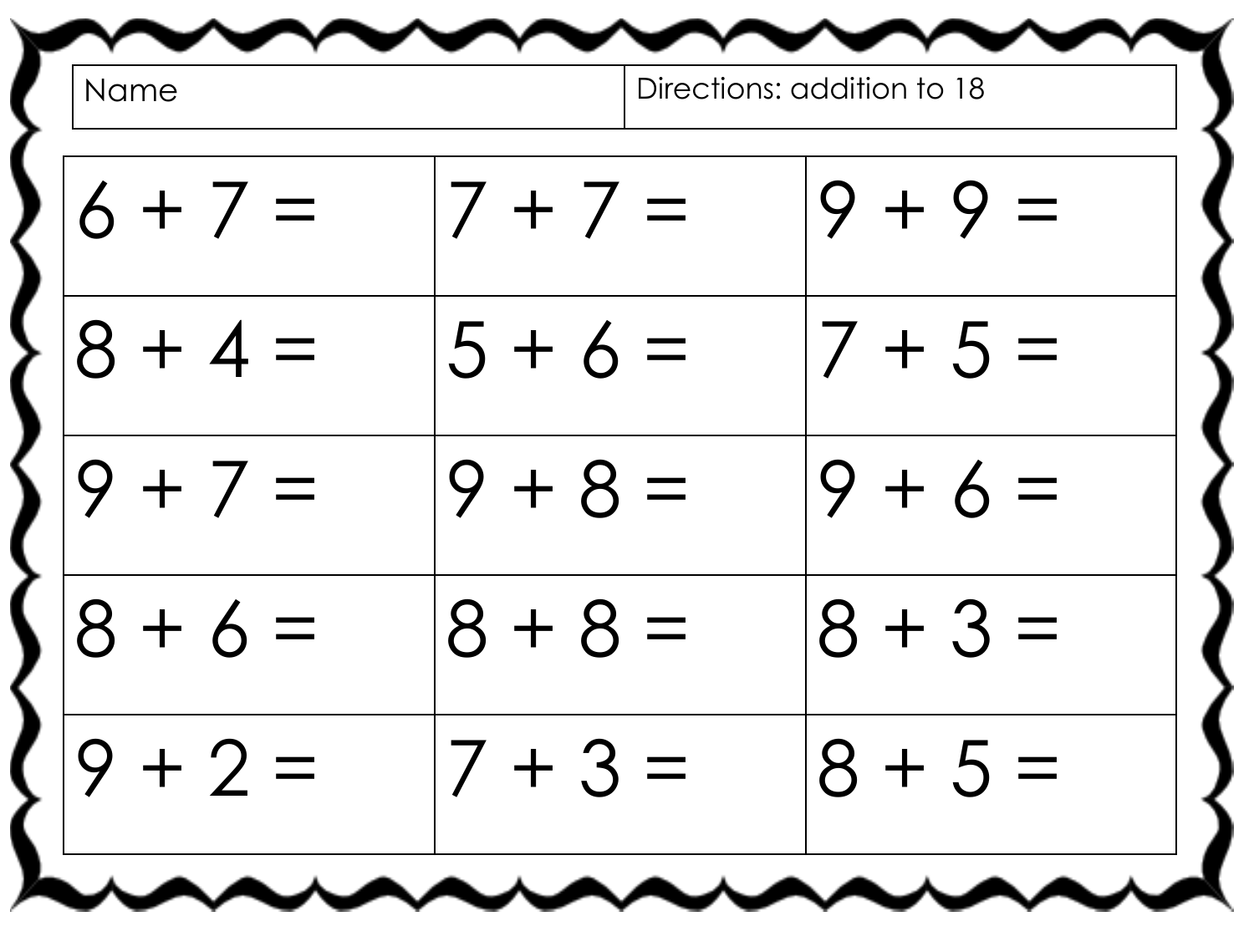| Name | Directions: addition to 18 |
| --- | --- |

| | | |
| --- | --- | --- |
| $6 + 7 =$ | $7 + 7 =$ | $9 + 9 =$ |
| $8 + 4 =$ | $5 + 6 =$ | $7 + 5 =$ |
| $9 + 7 =$ | $9 + 8 =$ | $9 + 6 =$ |
| $8 + 6 =$ | $8 + 8 =$ | $8 + 3 =$ |
| $9 + 2 =$ | $7 + 3 =$ | $8 + 5 =$ |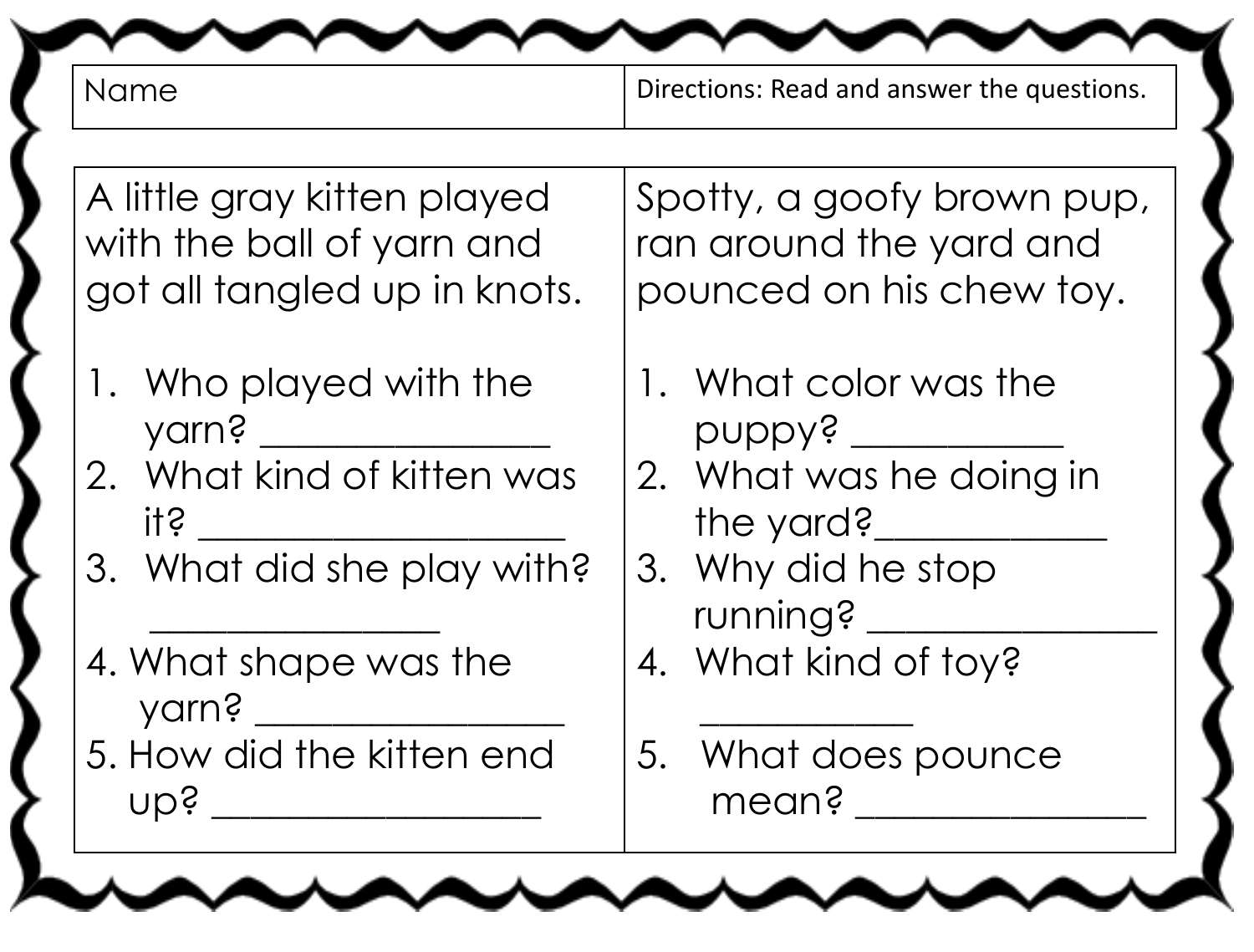| Name | Directions: Read and answer the questions. |
| --- | --- |

A little gray kitten played with the ball of yarn and got all tangled up in knots.

1. Who played with the yarn? _______________
2. What kind of kitten was it? ___________________
3. What did she play with? _______________
4. What shape was the yarn? ________________
5. How did the kitten end up? _________________

Spotty, a goofy brown pup, ran around the yard and pounced on his chew toy.

1. What color was the puppy? ___________
2. What was he doing in the yard?____________
3. Why did he stop running? _______________
4. What kind of toy? ___________
5. What does pounce mean? _______________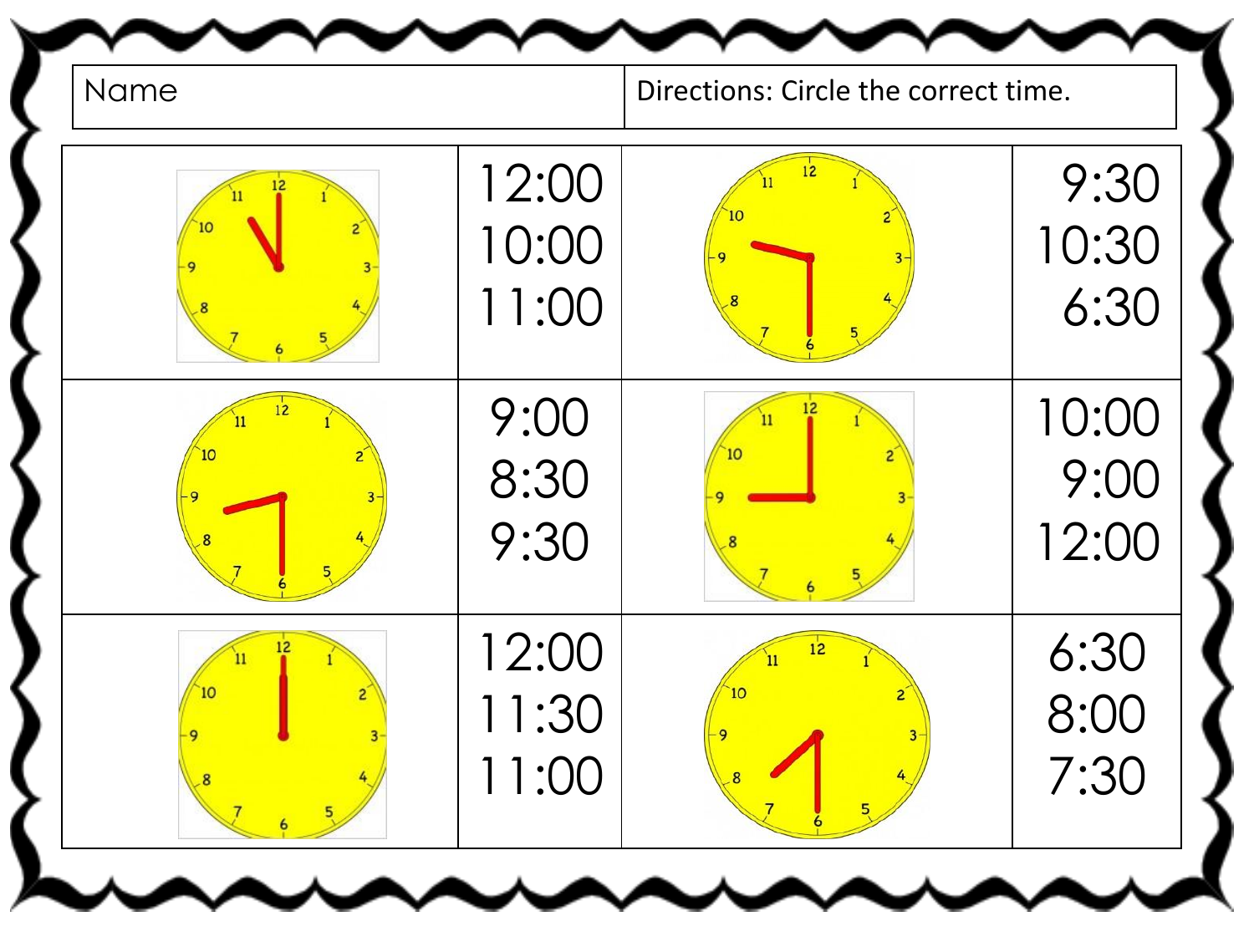| Name | Directions: Circle the correct time. |
|---|---|

| | | | |
|---|---|---|---|
| | 12:00<br>10:00<br>11:00 | | 9:30<br>10:30<br>6:30 |
| | 9:00<br>8:30<br>9:30 | | 10:00<br>9:00<br>12:00 |
| | 12:00<br>11:30<br>11:00 | | 6:30<br>8:00<br>7:30 |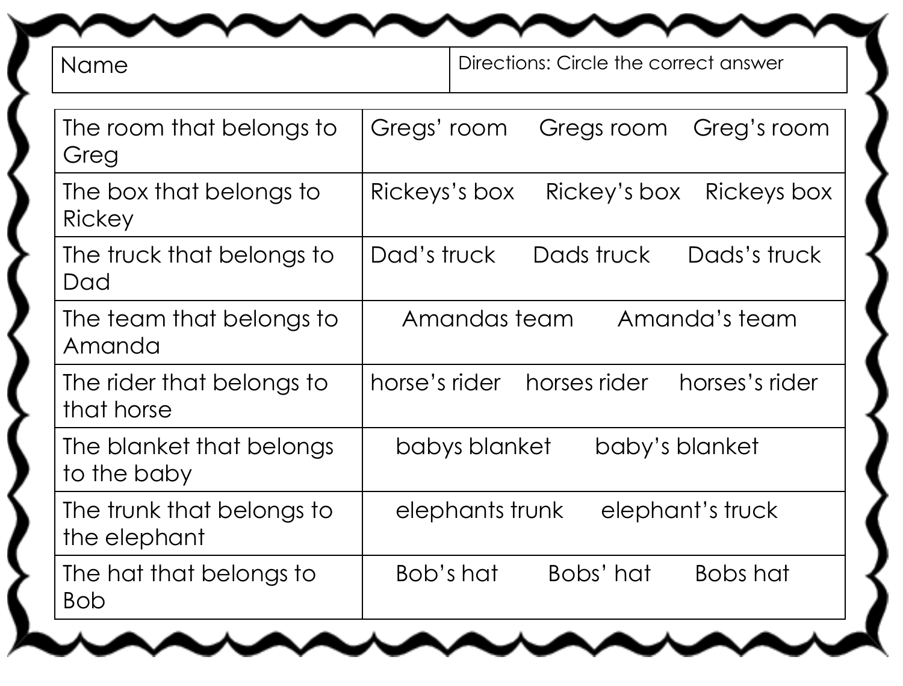| Name | Directions: Circle the correct answer |
|---|---|

| | | | |
|---|---|---|---|
| The room that belongs to Greg | Gregs' room | Gregs room | Greg's room |
| The box that belongs to Rickey | Rickeys's box | Rickey's box | Rickeys box |
| The truck that belongs to Dad | Dad's truck | Dads truck | Dads's truck |
| The team that belongs to Amanda | Amandas team | Amanda's team | |
| The rider that belongs to that horse | horse's rider | horses rider | horses's rider |
| The blanket that belongs to the baby | babys blanket | baby's blanket | |
| The trunk that belongs to the elephant | elephants trunk | elephant's truck | |
| The hat that belongs to Bob | Bob's hat | Bobs' hat | Bobs hat |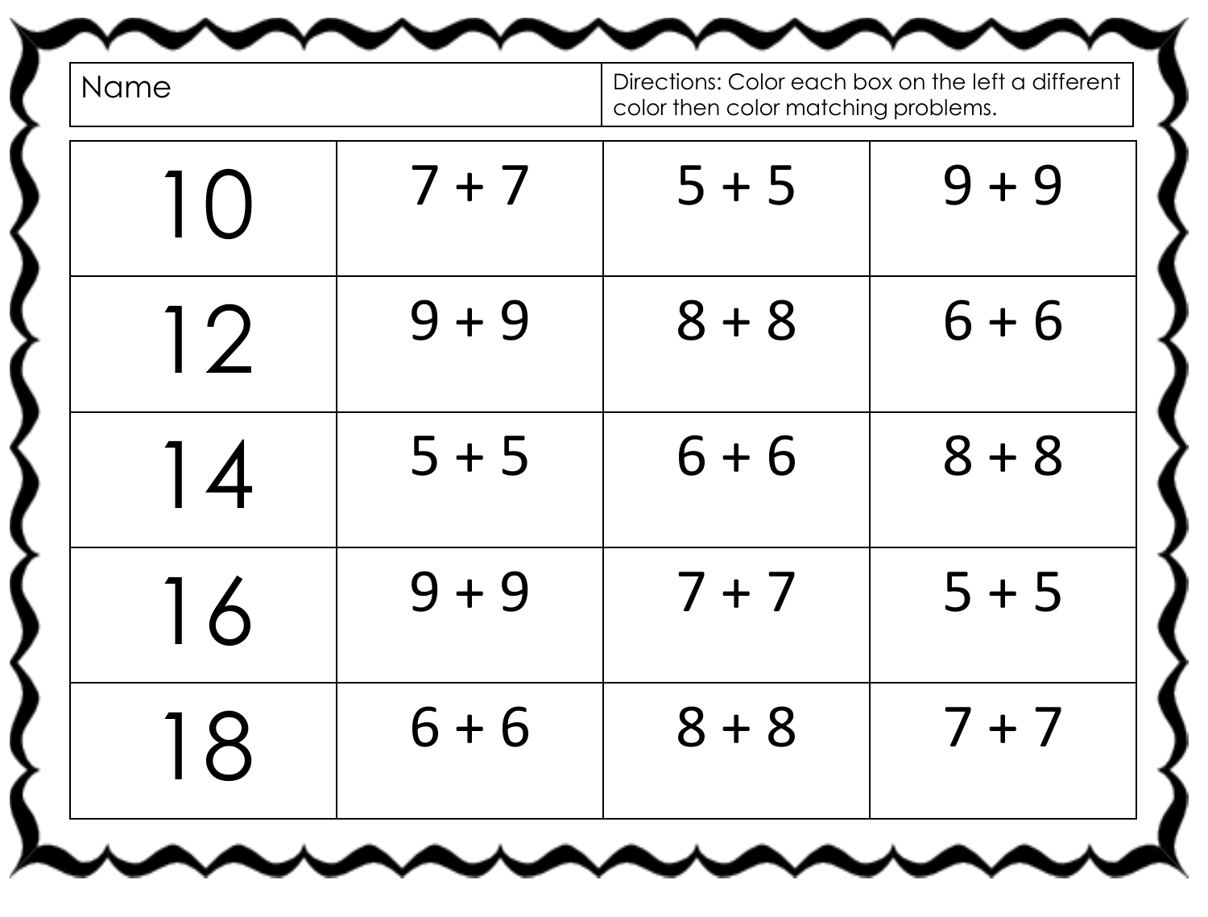| Name | Directions: Color each box on the left a different color then color matching problems. |
| --- | --- |

| | | | |
| --- | --- | --- | --- |
| 10 | 7 + 7 | 5 + 5 | 9 + 9 |
| 12 | 9 + 9 | 8 + 8 | 6 + 6 |
| 14 | 5 + 5 | 6 + 6 | 8 + 8 |
| 16 | 9 + 9 | 7 + 7 | 5 + 5 |
| 18 | 6 + 6 | 8 + 8 | 7 + 7 |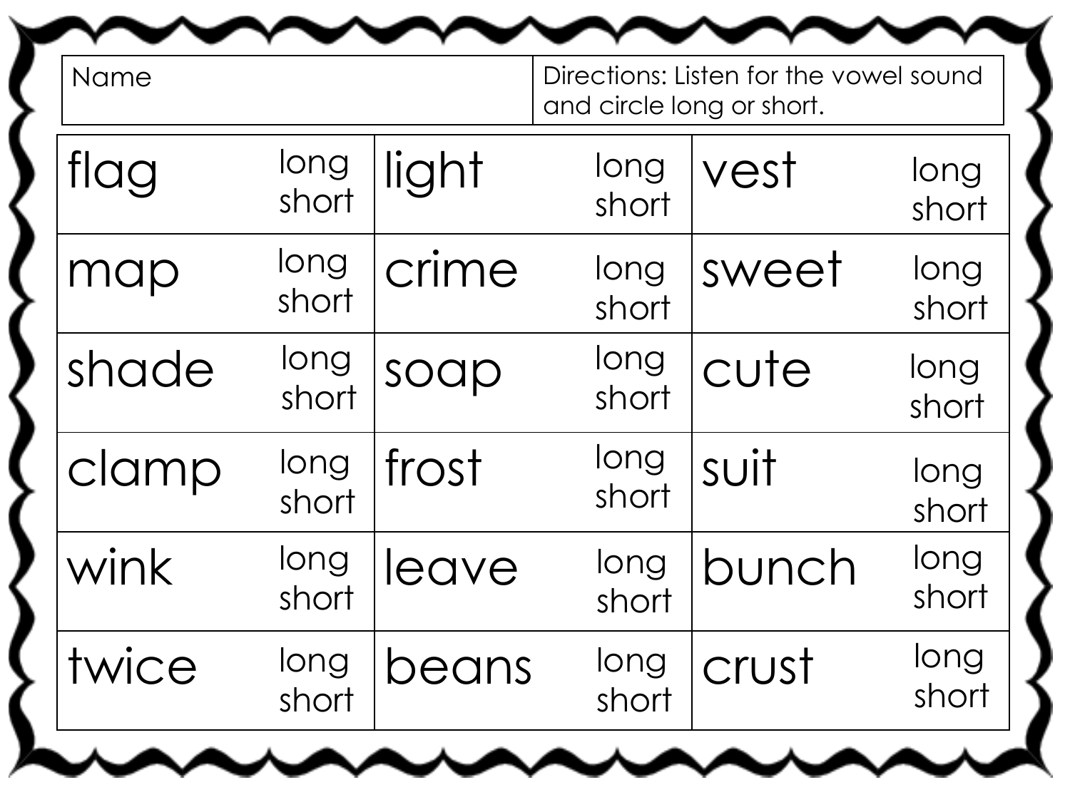| Name | Directions: Listen for the vowel sound and circle long or short. |
|---|---|

| | | | | | |
|---|---|---|---|---|---|
| flag | long<br>short | light | long<br>short | vest | long<br>short |
| map | long<br>short | crime | long<br>short | sweet | long<br>short |
| shade | long<br>short | soap | long<br>short | cute | long<br>short |
| clamp | long<br>short | frost | long<br>short | suit | long<br>short |
| wink | long<br>short | leave | long<br>short | bunch | long<br>short |
| twice | long<br>short | beans | long<br>short | crust | long<br>short |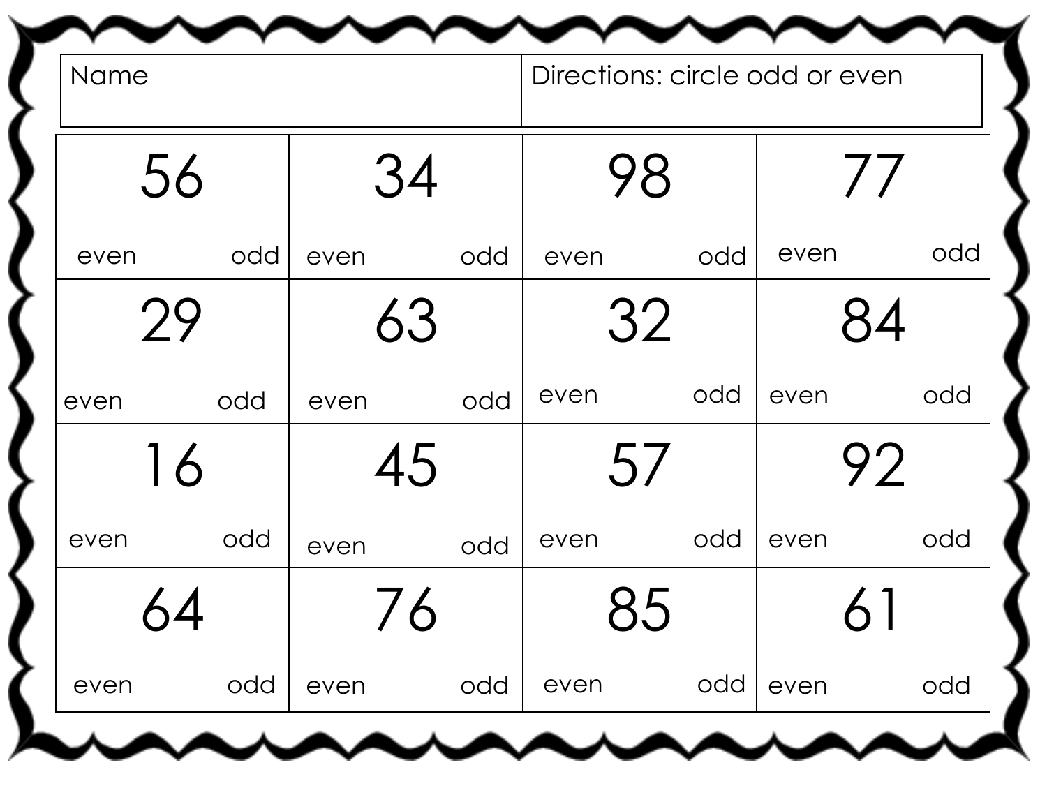| Name | Directions: circle odd or even |
| --- | --- |

| | | | |
| --- | --- | --- | --- |
| 56<br>even odd | 34<br>even odd | 98<br>even odd | 77<br>even odd |
| 29<br>even odd | 63<br>even odd | 32<br>even odd | 84<br>even odd |
| 16<br>even odd | 45<br>even odd | 57<br>even odd | 92<br>even odd |
| 64<br>even odd | 76<br>even odd | 85<br>even odd | 61<br>even odd |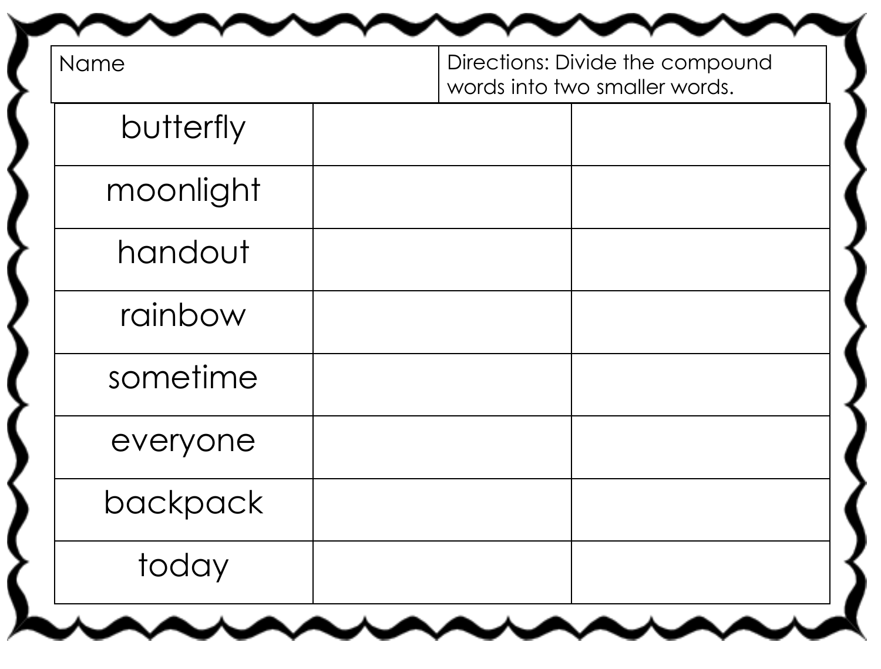| Name | Directions: Divide the compound words into two smaller words. |
|---|---|

| butterfly | | |
|---|---|---|
| moonlight | | |
| handout | | |
| rainbow | | |
| sometime | | |
| everyone | | |
| backpack | | |
| today | | |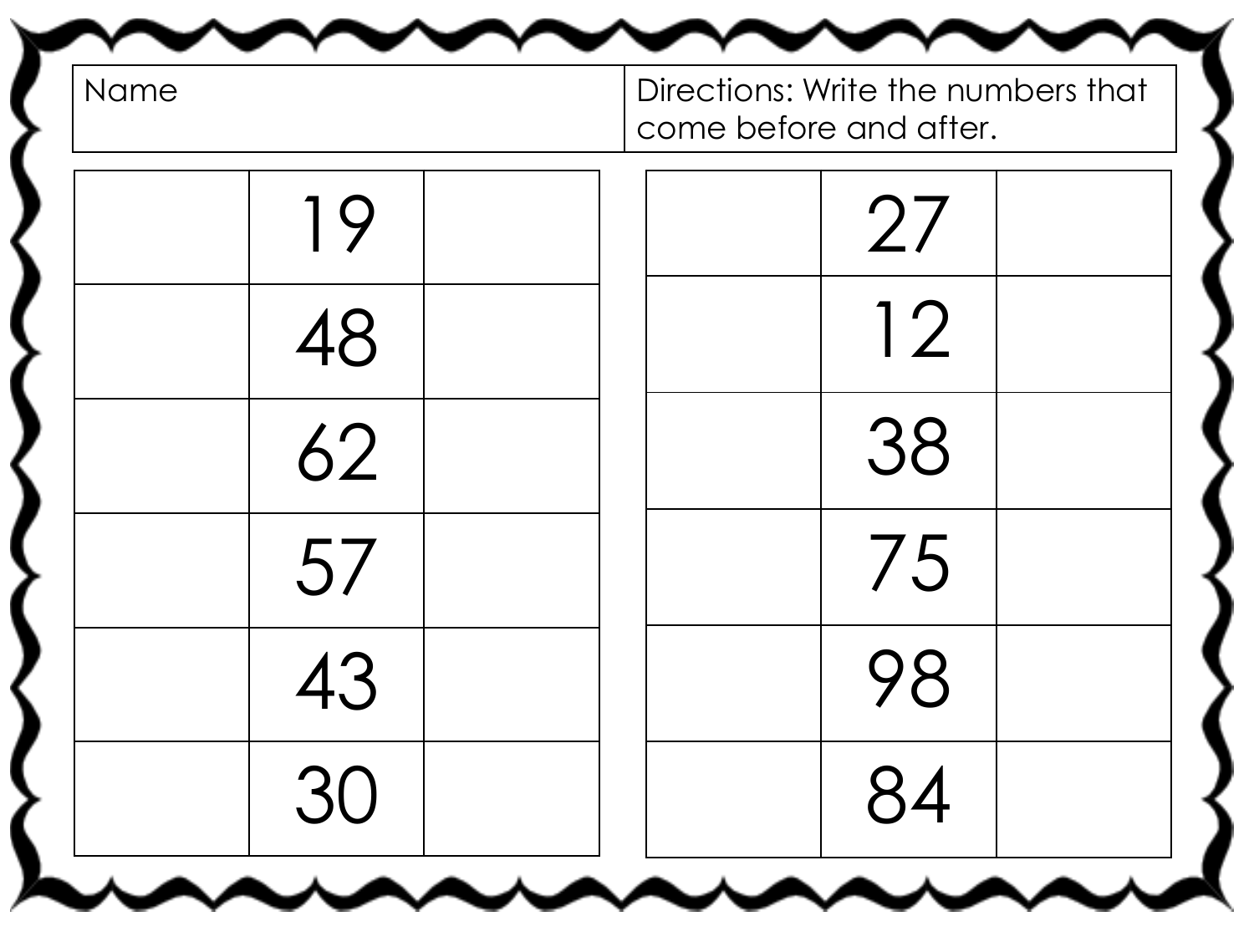| Name | Directions: Write the numbers that come before and after. |
| --- | --- |

| | | |
| --- | --- | --- |
| | 19 | |
| | 48 | |
| | 62 | |
| | 57 | |
| | 43 | |
| | 30 | |

| | | |
| --- | --- | --- |
| | 27 | |
| | 12 | |
| | 38 | |
| | 75 | |
| | 98 | |
| | 84 | |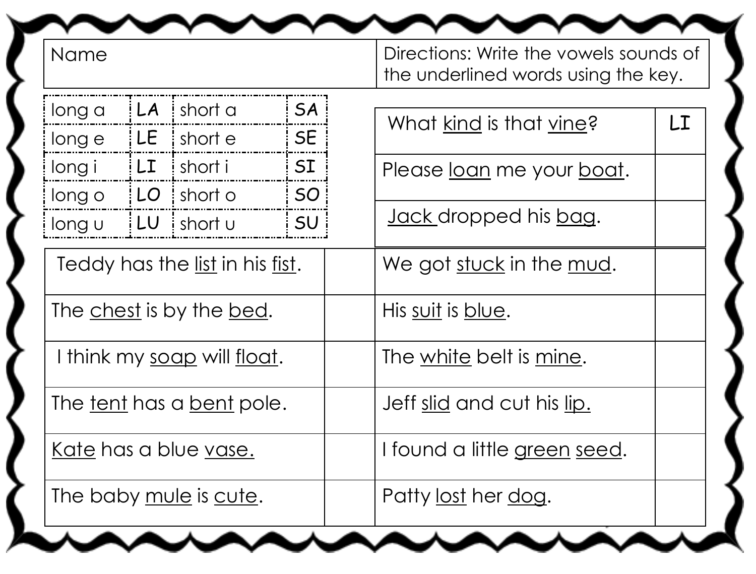| Name | Directions: Write the vowels sounds of the underlined words using the key. |
|---|---|

| long a | LA | short a | SA |
|---|---|---|---|
| long e | LE | short e | SE |
| long i | LI | short i | SI |
| long o | LO | short o | SO |
| long u | LU | short u | SU |

| Sentence | Answer |
|---|---|
| What <u>kind</u> is that <u>vine</u>? | LI |
| Please <u>loan</u> me your <u>boat</u>. | |
| <u>Jack</u> dropped his <u>bag</u>. | |

| Sentence | Answer | Sentence | Answer |
|---|---|---|---|
| Teddy has the <u>list</u> in his <u>fist</u>. | | We got <u>stuck</u> in the <u>mud</u>. | |
| The <u>chest</u> is by the <u>bed</u>. | | His <u>suit</u> is <u>blue</u>. | |
| I think my <u>soap</u> will <u>float</u>. | | The <u>white</u> belt is <u>mine</u>. | |
| The <u>tent</u> has a <u>bent</u> pole. | | Jeff <u>slid</u> and cut his <u>lip.</u> | |
| <u>Kate</u> has a blue <u>vase.</u> | | I found a little <u>green</u> <u>seed</u>. | |
| The baby <u>mule</u> is <u>cute</u>. | | Patty <u>lost</u> her <u>dog</u>. | |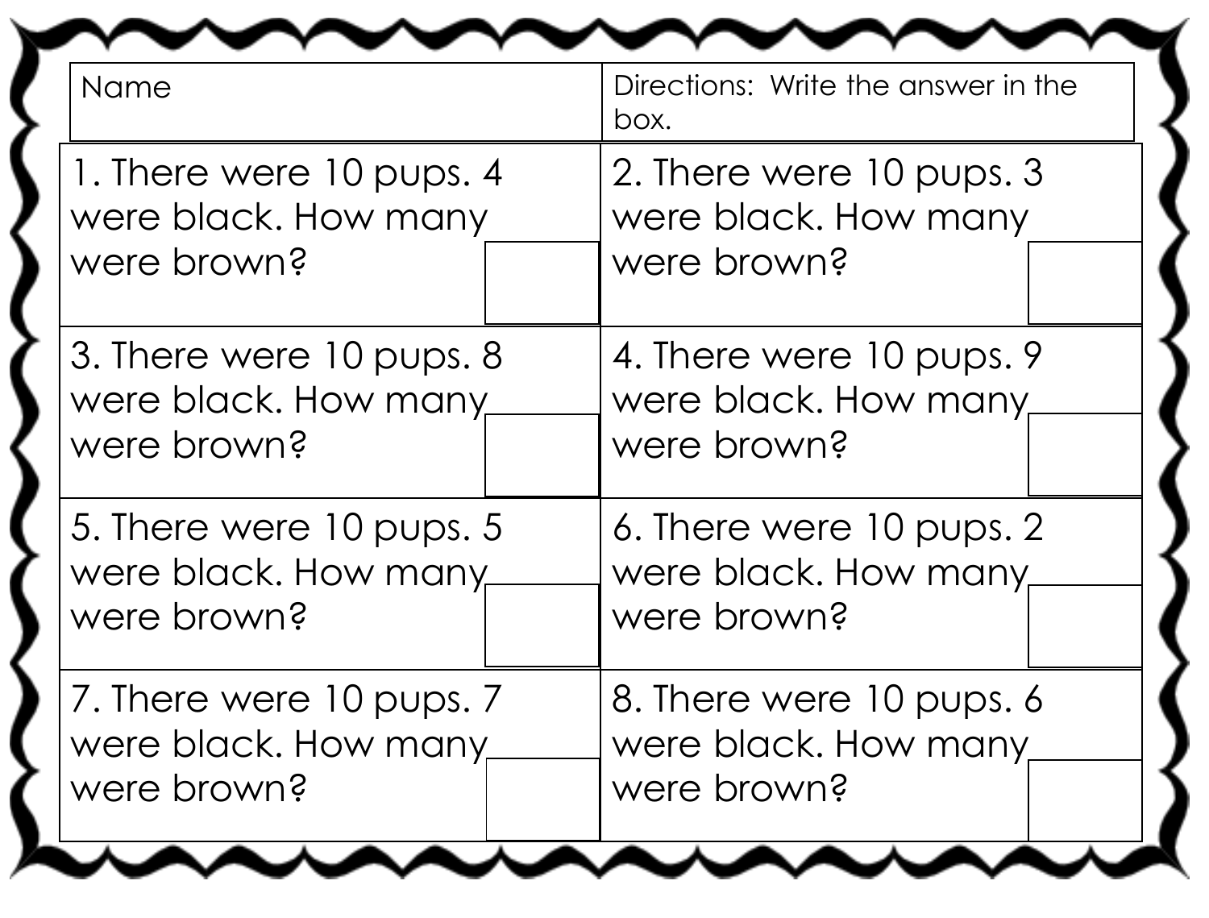| Name | Directions: Write the answer in the box. |
| --- | --- |
| 1. There were 10 pups. 4 were black. How many were brown? | 2. There were 10 pups. 3 were black. How many were brown? |
| 3. There were 10 pups. 8 were black. How many were brown? | 4. There were 10 pups. 9 were black. How many were brown? |
| 5. There were 10 pups. 5 were black. How many were brown? | 6. There were 10 pups. 2 were black. How many were brown? |
| 7. There were 10 pups. 7 were black. How many were brown? | 8. There were 10 pups. 6 were black. How many were brown? |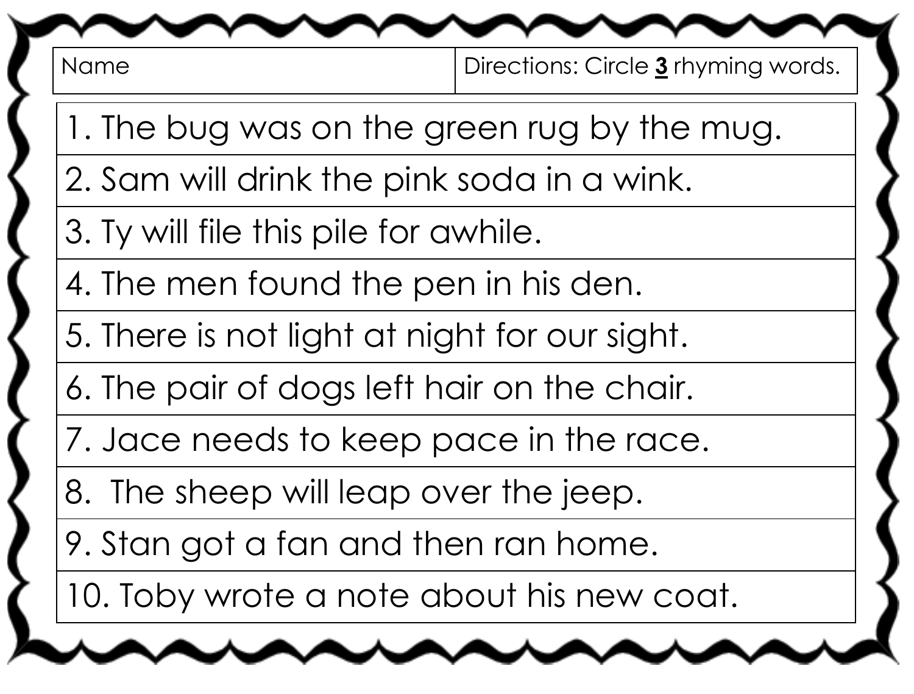| | |
|---|---|
| Name | Directions: Circle **3** rhyming words. |

| |
|---|
| 1. The bug was on the green rug by the mug. |
| 2. Sam will drink the pink soda in a wink. |
| 3. Ty will file this pile for awhile. |
| 4. The men found the pen in his den. |
| 5. There is not light at night for our sight. |
| 6. The pair of dogs left hair on the chair. |
| 7. Jace needs to keep pace in the race. |
| 8. The sheep will leap over the jeep. |
| 9. Stan got a fan and then ran home. |
| 10. Toby wrote a note about his new coat. |